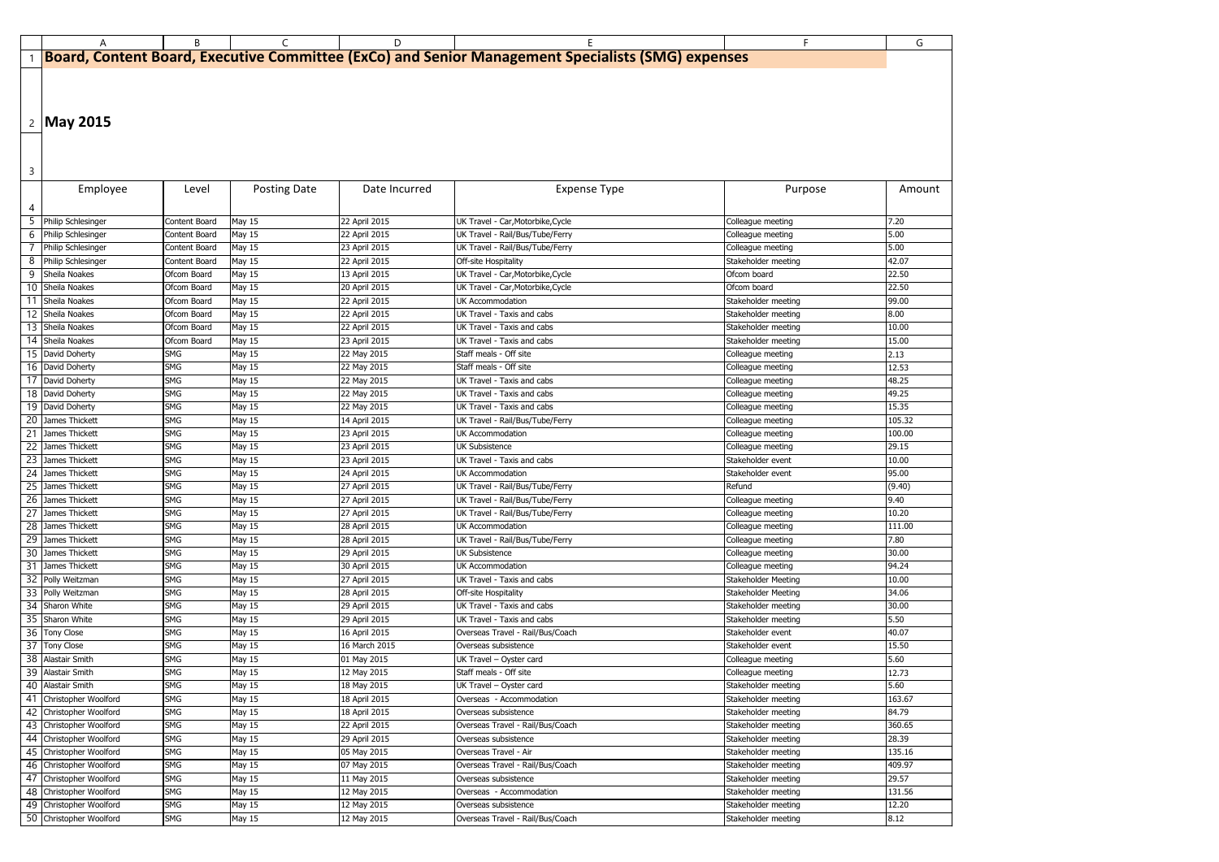# Board, Content Board, Executive Committee (ExCo) and Senior Management Specialists (SMG) expenses

## May 2015

| Employee | Level | Posting Date | Date Incurred | Expense Type | Purpose | Amount |
|---|---|---|---|---|---|---|
| Philip Schlesinger | Content Board | May 15 | 22 April 2015 | UK Travel - Car,Motorbike,Cycle | Colleague meeting | 7.20 |
| Philip Schlesinger | Content Board | May 15 | 22 April 2015 | UK Travel - Rail/Bus/Tube/Ferry | Colleague meeting | 5.00 |
| Philip Schlesinger | Content Board | May 15 | 23 April 2015 | UK Travel - Rail/Bus/Tube/Ferry | Colleague meeting | 5.00 |
| Philip Schlesinger | Content Board | May 15 | 22 April 2015 | Off-site Hospitality | Stakeholder meeting | 42.07 |
| Sheila Noakes | Ofcom Board | May 15 | 13 April 2015 | UK Travel - Car,Motorbike,Cycle | Ofcom board | 22.50 |
| Sheila Noakes | Ofcom Board | May 15 | 20 April 2015 | UK Travel - Car,Motorbike,Cycle | Ofcom board | 22.50 |
| Sheila Noakes | Ofcom Board | May 15 | 22 April 2015 | UK Accommodation | Stakeholder meeting | 99.00 |
| Sheila Noakes | Ofcom Board | May 15 | 22 April 2015 | UK Travel - Taxis and cabs | Stakeholder meeting | 8.00 |
| Sheila Noakes | Ofcom Board | May 15 | 22 April 2015 | UK Travel - Taxis and cabs | Stakeholder meeting | 10.00 |
| Sheila Noakes | Ofcom Board | May 15 | 23 April 2015 | UK Travel - Taxis and cabs | Stakeholder meeting | 15.00 |
| David Doherty | SMG | May 15 | 22 May 2015 | Staff meals - Off site | Colleague meeting | 2.13 |
| David Doherty | SMG | May 15 | 22 May 2015 | Staff meals - Off site | Colleague meeting | 12.53 |
| David Doherty | SMG | May 15 | 22 May 2015 | UK Travel - Taxis and cabs | Colleague meeting | 48.25 |
| David Doherty | SMG | May 15 | 22 May 2015 | UK Travel - Taxis and cabs | Colleague meeting | 49.25 |
| David Doherty | SMG | May 15 | 22 May 2015 | UK Travel - Taxis and cabs | Colleague meeting | 15.35 |
| James Thickett | SMG | May 15 | 14 April 2015 | UK Travel - Rail/Bus/Tube/Ferry | Colleague meeting | 105.32 |
| James Thickett | SMG | May 15 | 23 April 2015 | UK Accommodation | Colleague meeting | 100.00 |
| James Thickett | SMG | May 15 | 23 April 2015 | UK Subsistence | Colleague meeting | 29.15 |
| James Thickett | SMG | May 15 | 23 April 2015 | UK Travel - Taxis and cabs | Stakeholder event | 10.00 |
| James Thickett | SMG | May 15 | 24 April 2015 | UK Accommodation | Stakeholder event | 95.00 |
| James Thickett | SMG | May 15 | 27 April 2015 | UK Travel - Rail/Bus/Tube/Ferry | Refund | (9.40) |
| James Thickett | SMG | May 15 | 27 April 2015 | UK Travel - Rail/Bus/Tube/Ferry | Colleague meeting | 9.40 |
| James Thickett | SMG | May 15 | 27 April 2015 | UK Travel - Rail/Bus/Tube/Ferry | Colleague meeting | 10.20 |
| James Thickett | SMG | May 15 | 28 April 2015 | UK Accommodation | Colleague meeting | 111.00 |
| James Thickett | SMG | May 15 | 28 April 2015 | UK Travel - Rail/Bus/Tube/Ferry | Colleague meeting | 7.80 |
| James Thickett | SMG | May 15 | 29 April 2015 | UK Subsistence | Colleague meeting | 30.00 |
| James Thickett | SMG | May 15 | 30 April 2015 | UK Accommodation | Colleague meeting | 94.24 |
| Polly Weitzman | SMG | May 15 | 27 April 2015 | UK Travel - Taxis and cabs | Stakeholder Meeting | 10.00 |
| Polly Weitzman | SMG | May 15 | 28 April 2015 | Off-site Hospitality | Stakeholder Meeting | 34.06 |
| Sharon White | SMG | May 15 | 29 April 2015 | UK Travel - Taxis and cabs | Stakeholder meeting | 30.00 |
| Sharon White | SMG | May 15 | 29 April 2015 | UK Travel - Taxis and cabs | Stakeholder meeting | 5.50 |
| Tony Close | SMG | May 15 | 16 April 2015 | Overseas Travel - Rail/Bus/Coach | Stakeholder event | 40.07 |
| Tony Close | SMG | May 15 | 16 March 2015 | Overseas subsistence | Stakeholder event | 15.50 |
| Alastair Smith | SMG | May 15 | 01 May 2015 | UK Travel – Oyster card | Colleague meeting | 5.60 |
| Alastair Smith | SMG | May 15 | 12 May 2015 | Staff meals - Off site | Colleague meeting | 12.73 |
| Alastair Smith | SMG | May 15 | 18 May 2015 | UK Travel – Oyster card | Stakeholder meeting | 5.60 |
| Christopher Woolford | SMG | May 15 | 18 April 2015 | Overseas - Accommodation | Stakeholder meeting | 163.67 |
| Christopher Woolford | SMG | May 15 | 18 April 2015 | Overseas subsistence | Stakeholder meeting | 84.79 |
| Christopher Woolford | SMG | May 15 | 22 April 2015 | Overseas Travel - Rail/Bus/Coach | Stakeholder meeting | 360.65 |
| Christopher Woolford | SMG | May 15 | 29 April 2015 | Overseas subsistence | Stakeholder meeting | 28.39 |
| Christopher Woolford | SMG | May 15 | 05 May 2015 | Overseas Travel - Air | Stakeholder meeting | 135.16 |
| Christopher Woolford | SMG | May 15 | 07 May 2015 | Overseas Travel - Rail/Bus/Coach | Stakeholder meeting | 409.97 |
| Christopher Woolford | SMG | May 15 | 11 May 2015 | Overseas subsistence | Stakeholder meeting | 29.57 |
| Christopher Woolford | SMG | May 15 | 12 May 2015 | Overseas - Accommodation | Stakeholder meeting | 131.56 |
| Christopher Woolford | SMG | May 15 | 12 May 2015 | Overseas subsistence | Stakeholder meeting | 12.20 |
| Christopher Woolford | SMG | May 15 | 12 May 2015 | Overseas Travel - Rail/Bus/Coach | Stakeholder meeting | 8.12 |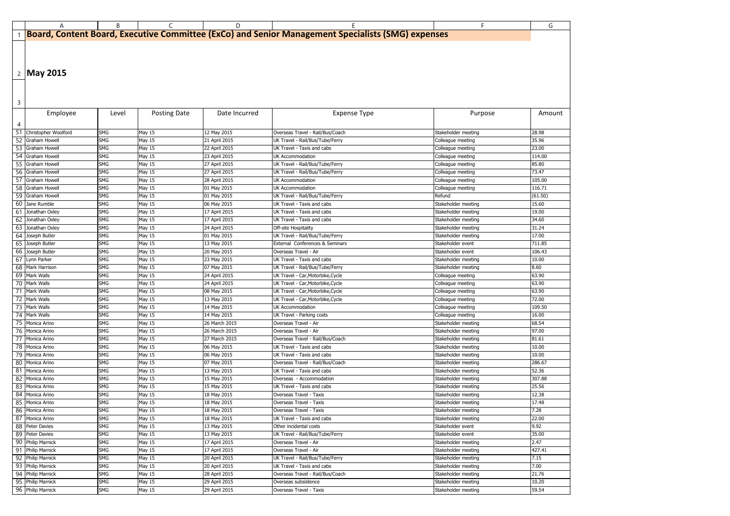# Board, Content Board, Executive Committee (ExCo) and Senior Management Specialists (SMG) expenses

## May 2015

| Employee | Level | Posting Date | Date Incurred | Expense Type | Purpose | Amount |
|---|---|---|---|---|---|---|
| Christopher Woolford | SMG | May 15 | 12 May 2015 | Overseas Travel - Rail/Bus/Coach | Stakeholder meeting | 28.98 |
| Graham Howell | SMG | May 15 | 21 April 2015 | UK Travel - Rail/Bus/Tube/Ferry | Colleague meeting | 35.96 |
| Graham Howell | SMG | May 15 | 22 April 2015 | UK Travel - Taxis and cabs | Colleague meeting | 23.00 |
| Graham Howell | SMG | May 15 | 23 April 2015 | UK Accommodation | Colleague meeting | 114.00 |
| Graham Howell | SMG | May 15 | 27 April 2015 | UK Travel - Rail/Bus/Tube/Ferry | Colleague meeting | 85.80 |
| Graham Howell | SMG | May 15 | 27 April 2015 | UK Travel - Rail/Bus/Tube/Ferry | Colleague meeting | 73.47 |
| Graham Howell | SMG | May 15 | 28 April 2015 | UK Accommodation | Colleague meeting | 105.00 |
| Graham Howell | SMG | May 15 | 01 May 2015 | UK Accommodation | Colleague meeting | 116.71 |
| Graham Howell | SMG | May 15 | 01 May 2015 | UK Travel - Rail/Bus/Tube/Ferry | Refund | (61.50) |
| Jane Rumble | SMG | May 15 | 06 May 2015 | UK Travel - Taxis and cabs | Stakeholder meeting | 15.60 |
| Jonathan Oxley | SMG | May 15 | 17 April 2015 | UK Travel - Taxis and cabs | Stakeholder meeting | 19.00 |
| Jonathan Oxley | SMG | May 15 | 17 April 2015 | UK Travel - Taxis and cabs | Stakeholder meeting | 34.60 |
| Jonathan Oxley | SMG | May 15 | 24 April 2015 | Off-site Hospitality | Stakeholder meeting | 31.24 |
| Joseph Butler | SMG | May 15 | 01 May 2015 | UK Travel - Rail/Bus/Tube/Ferry | Stakeholder meeting | 17.00 |
| Joseph Butler | SMG | May 15 | 13 May 2015 | External Conferences & Seminars | Stakeholder event | 711.85 |
| Joseph Butler | SMG | May 15 | 20 May 2015 | Overseas Travel - Air | Stakeholder event | 106.43 |
| Lynn Parker | SMG | May 15 | 23 May 2015 | UK Travel - Taxis and cabs | Stakeholder meeting | 10.00 |
| Mark Harrison | SMG | May 15 | 07 May 2015 | UK Travel - Rail/Bus/Tube/Ferry | Stakeholder meeting | 8.60 |
| Mark Walls | SMG | May 15 | 24 April 2015 | UK Travel - Car,Motorbike,Cycle | Colleague meeting | 63.90 |
| Mark Walls | SMG | May 15 | 24 April 2015 | UK Travel - Car,Motorbike,Cycle | Colleague meeting | 63.90 |
| Mark Walls | SMG | May 15 | 08 May 2015 | UK Travel - Car,Motorbike,Cycle | Colleague meeting | 63.90 |
| Mark Walls | SMG | May 15 | 13 May 2015 | UK Travel - Car,Motorbike,Cycle | Colleague meeting | 72.00 |
| Mark Walls | SMG | May 15 | 14 May 2015 | UK Accommodation | Colleague meeting | 109.50 |
| Mark Walls | SMG | May 15 | 14 May 2015 | UK Travel - Parking costs | Colleague meeting | 16.00 |
| Monica Arino | SMG | May 15 | 26 March 2015 | Overseas Travel - Air | Stakeholder meeting | 68.54 |
| Monica Arino | SMG | May 15 | 26 March 2015 | Overseas Travel - Air | Stakeholder meeting | 97.00 |
| Monica Arino | SMG | May 15 | 27 March 2015 | Overseas Travel - Rail/Bus/Coach | Stakeholder meeting | 81.61 |
| Monica Arino | SMG | May 15 | 06 May 2015 | UK Travel - Taxis and cabs | Stakeholder meeting | 10.00 |
| Monica Arino | SMG | May 15 | 06 May 2015 | UK Travel - Taxis and cabs | Stakeholder meeting | 10.00 |
| Monica Arino | SMG | May 15 | 07 May 2015 | Overseas Travel - Rail/Bus/Coach | Stakeholder meeting | 286.67 |
| Monica Arino | SMG | May 15 | 13 May 2015 | UK Travel - Taxis and cabs | Stakeholder meeting | 52.36 |
| Monica Arino | SMG | May 15 | 15 May 2015 | Overseas - Accommodation | Stakeholder meeting | 307.88 |
| Monica Arino | SMG | May 15 | 15 May 2015 | UK Travel - Taxis and cabs | Stakeholder meeting | 25.56 |
| Monica Arino | SMG | May 15 | 18 May 2015 | Overseas Travel - Taxis | Stakeholder meeting | 12.38 |
| Monica Arino | SMG | May 15 | 18 May 2015 | Overseas Travel - Taxis | Stakeholder meeting | 17.48 |
| Monica Arino | SMG | May 15 | 18 May 2015 | Overseas Travel - Taxis | Stakeholder meeting | 7.28 |
| Monica Arino | SMG | May 15 | 18 May 2015 | UK Travel - Taxis and cabs | Stakeholder meeting | 22.00 |
| Peter Davies | SMG | May 15 | 13 May 2015 | Other incidental costs | Stakeholder event | 9.92 |
| Peter Davies | SMG | May 15 | 13 May 2015 | UK Travel - Rail/Bus/Tube/Ferry | Stakeholder event | 35.00 |
| Philip Marnick | SMG | May 15 | 17 April 2015 | Overseas Travel - Air | Stakeholder meeting | 2.47 |
| Philip Marnick | SMG | May 15 | 17 April 2015 | Overseas Travel - Air | Stakeholder meeting | 427.41 |
| Philip Marnick | SMG | May 15 | 20 April 2015 | UK Travel - Rail/Bus/Tube/Ferry | Stakeholder meeting | 7.15 |
| Philip Marnick | SMG | May 15 | 20 April 2015 | UK Travel - Taxis and cabs | Stakeholder meeting | 7.00 |
| Philip Marnick | SMG | May 15 | 28 April 2015 | Overseas Travel - Rail/Bus/Coach | Stakeholder meeting | 21.76 |
| Philip Marnick | SMG | May 15 | 29 April 2015 | Overseas subsistence | Stakeholder meeting | 10.20 |
| Philip Marnick | SMG | May 15 | 29 April 2015 | Overseas Travel - Taxis | Stakeholder meeting | 59.54 |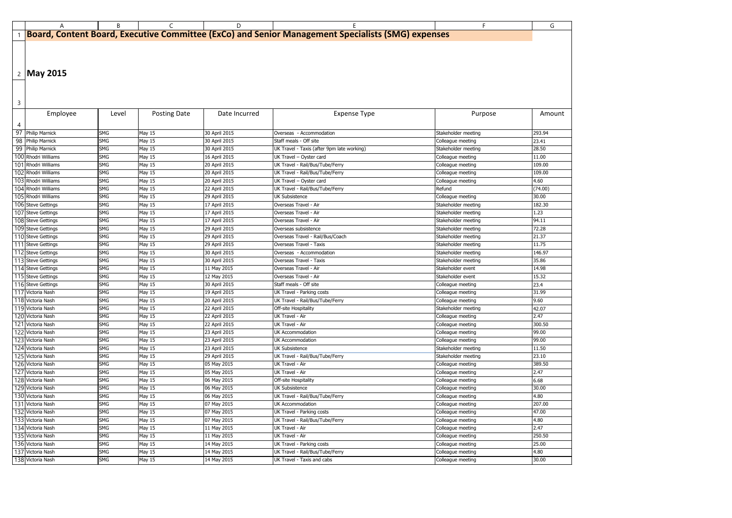# Board, Content Board, Executive Committee (ExCo) and Senior Management Specialists (SMG) expenses

## May 2015

| Employee | Level | Posting Date | Date Incurred | Expense Type | Purpose | Amount |
|---|---|---|---|---|---|---|
| Philip Marnick | SMG | May 15 | 30 April 2015 | Overseas - Accommodation | Stakeholder meeting | 293.94 |
| Philip Marnick | SMG | May 15 | 30 April 2015 | Staff meals - Off site | Colleague meeting | 23.41 |
| Philip Marnick | SMG | May 15 | 30 April 2015 | UK Travel - Taxis (after 9pm late working) | Stakeholder meeting | 28.50 |
| Rhodri Williams | SMG | May 15 | 16 April 2015 | UK Travel – Oyster card | Colleague meeting | 11.00 |
| Rhodri Williams | SMG | May 15 | 20 April 2015 | UK Travel - Rail/Bus/Tube/Ferry | Colleague meeting | 109.00 |
| Rhodri Williams | SMG | May 15 | 20 April 2015 | UK Travel - Rail/Bus/Tube/Ferry | Colleague meeting | 109.00 |
| Rhodri Williams | SMG | May 15 | 20 April 2015 | UK Travel – Oyster card | Colleague meeting | 4.60 |
| Rhodri Williams | SMG | May 15 | 22 April 2015 | UK Travel - Rail/Bus/Tube/Ferry | Refund | (74.00) |
| Rhodri Williams | SMG | May 15 | 29 April 2015 | UK Subsistence | Colleague meeting | 30.00 |
| Steve Gettings | SMG | May 15 | 17 April 2015 | Overseas Travel - Air | Stakeholder meeting | 182.30 |
| Steve Gettings | SMG | May 15 | 17 April 2015 | Overseas Travel - Air | Stakeholder meeting | 1.23 |
| Steve Gettings | SMG | May 15 | 17 April 2015 | Overseas Travel - Air | Stakeholder meeting | 94.11 |
| Steve Gettings | SMG | May 15 | 29 April 2015 | Overseas subsistence | Stakeholder meeting | 72.28 |
| Steve Gettings | SMG | May 15 | 29 April 2015 | Overseas Travel - Rail/Bus/Coach | Stakeholder meeting | 21.37 |
| Steve Gettings | SMG | May 15 | 29 April 2015 | Overseas Travel - Taxis | Stakeholder meeting | 11.75 |
| Steve Gettings | SMG | May 15 | 30 April 2015 | Overseas - Accommodation | Stakeholder meeting | 146.97 |
| Steve Gettings | SMG | May 15 | 30 April 2015 | Overseas Travel - Taxis | Stakeholder meeting | 35.86 |
| Steve Gettings | SMG | May 15 | 11 May 2015 | Overseas Travel - Air | Stakeholder event | 14.98 |
| Steve Gettings | SMG | May 15 | 12 May 2015 | Overseas Travel - Air | Stakeholder event | 15.32 |
| Steve Gettings | SMG | May 15 | 30 April 2015 | Staff meals - Off site | Colleague meeting | 23.4 |
| Victoria Nash | SMG | May 15 | 19 April 2015 | UK Travel - Parking costs | Colleague meeting | 31.99 |
| Victoria Nash | SMG | May 15 | 20 April 2015 | UK Travel - Rail/Bus/Tube/Ferry | Colleague meeting | 9.60 |
| Victoria Nash | SMG | May 15 | 22 April 2015 | Off-site Hospitality | Stakeholder meeting | 42.07 |
| Victoria Nash | SMG | May 15 | 22 April 2015 | UK Travel - Air | Colleague meeting | 2.47 |
| Victoria Nash | SMG | May 15 | 22 April 2015 | UK Travel - Air | Colleague meeting | 300.50 |
| Victoria Nash | SMG | May 15 | 23 April 2015 | UK Accommodation | Colleague meeting | 99.00 |
| Victoria Nash | SMG | May 15 | 23 April 2015 | UK Accommodation | Colleague meeting | 99.00 |
| Victoria Nash | SMG | May 15 | 23 April 2015 | UK Subsistence | Stakeholder meeting | 11.50 |
| Victoria Nash | SMG | May 15 | 29 April 2015 | UK Travel - Rail/Bus/Tube/Ferry | Stakeholder meeting | 23.10 |
| Victoria Nash | SMG | May 15 | 05 May 2015 | UK Travel - Air | Colleague meeting | 389.50 |
| Victoria Nash | SMG | May 15 | 05 May 2015 | UK Travel - Air | Colleague meeting | 2.47 |
| Victoria Nash | SMG | May 15 | 06 May 2015 | Off-site Hospitality | Colleague meeting | 6.68 |
| Victoria Nash | SMG | May 15 | 06 May 2015 | UK Subsistence | Colleague meeting | 30.00 |
| Victoria Nash | SMG | May 15 | 06 May 2015 | UK Travel - Rail/Bus/Tube/Ferry | Colleague meeting | 4.80 |
| Victoria Nash | SMG | May 15 | 07 May 2015 | UK Accommodation | Colleague meeting | 207.00 |
| Victoria Nash | SMG | May 15 | 07 May 2015 | UK Travel - Parking costs | Colleague meeting | 47.00 |
| Victoria Nash | SMG | May 15 | 07 May 2015 | UK Travel - Rail/Bus/Tube/Ferry | Colleague meeting | 4.80 |
| Victoria Nash | SMG | May 15 | 11 May 2015 | UK Travel - Air | Colleague meeting | 2.47 |
| Victoria Nash | SMG | May 15 | 11 May 2015 | UK Travel - Air | Colleague meeting | 250.50 |
| Victoria Nash | SMG | May 15 | 14 May 2015 | UK Travel - Parking costs | Colleague meeting | 25.00 |
| Victoria Nash | SMG | May 15 | 14 May 2015 | UK Travel - Rail/Bus/Tube/Ferry | Colleague meeting | 4.80 |
| Victoria Nash | SMG | May 15 | 14 May 2015 | UK Travel - Taxis and cabs | Colleague meeting | 30.00 |